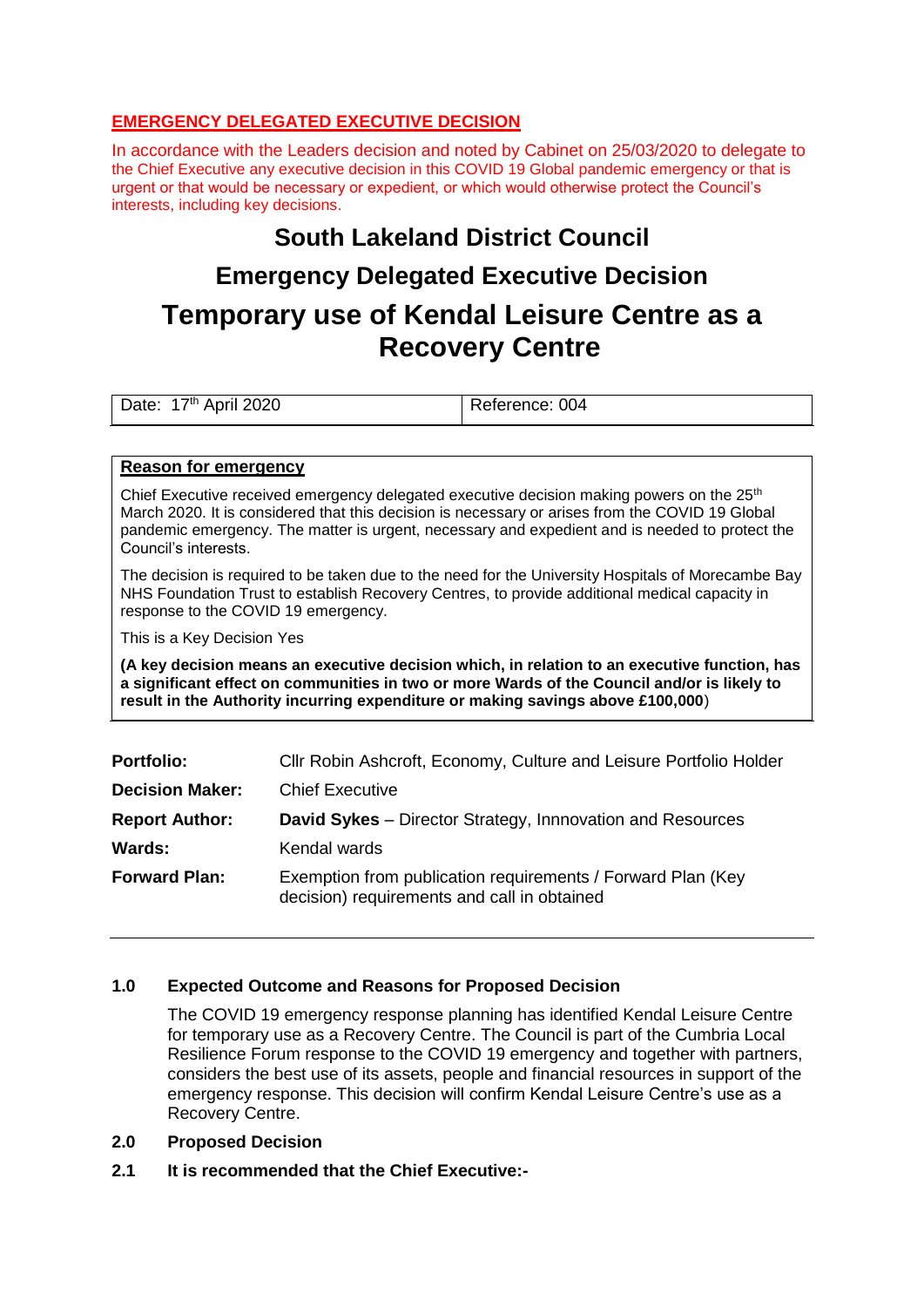**EMERGENCY DELEGATED EXECUTIVE DECISION**

In accordance with the Leaders decision and noted by Cabinet on 25/03/2020 to delegate to the Chief Executive any executive decision in this COVID 19 Global pandemic emergency or that is urgent or that would be necessary or expedient, or which would otherwise protect the Council's interests, including key decisions.

# South Lakeland District Council

## Emergency Delegated Executive Decision

# Temporary use of Kendal Leisure Centre as a Recovery Centre

| Date: 17th April 2020 | Reference: 004 |
|---|---|

**Reason for emergency**

Chief Executive received emergency delegated executive decision making powers on the 25th March 2020. It is considered that this decision is necessary or arises from the COVID 19 Global pandemic emergency. The matter is urgent, necessary and expedient and is needed to protect the Council's interests.

The decision is required to be taken due to the need for the University Hospitals of Morecambe Bay NHS Foundation Trust to establish Recovery Centres, to provide additional medical capacity in response to the COVID 19 emergency.

This is a Key Decision Yes

**(A key decision means an executive decision which, in relation to an executive function, has a significant effect on communities in two or more Wards of the Council and/or is likely to result in the Authority incurring expenditure or making savings above £100,000**)

| | |
|---|---|
| **Portfolio:** | Cllr Robin Ashcroft, Economy, Culture and Leisure Portfolio Holder |
| **Decision Maker:** | Chief Executive |
| **Report Author:** | **David Sykes** – Director Strategy, Innnovation and Resources |
| **Wards:** | Kendal wards |
| **Forward Plan:** | Exemption from publication requirements / Forward Plan (Key decision) requirements and call in obtained |

**1.0 Expected Outcome and Reasons for Proposed Decision**

The COVID 19 emergency response planning has identified Kendal Leisure Centre for temporary use as a Recovery Centre. The Council is part of the Cumbria Local Resilience Forum response to the COVID 19 emergency and together with partners, considers the best use of its assets, people and financial resources in support of the emergency response. This decision will confirm Kendal Leisure Centre's use as a Recovery Centre.

**2.0 Proposed Decision**

**2.1 It is recommended that the Chief Executive:-**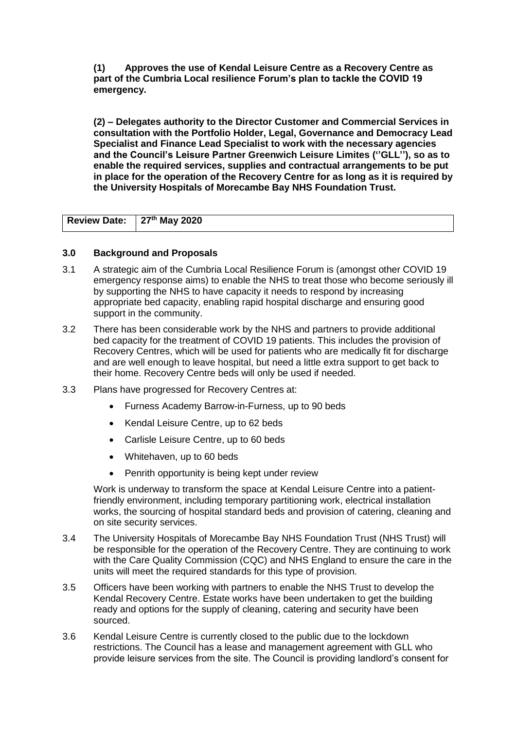**(1) Approves the use of Kendal Leisure Centre as a Recovery Centre as part of the Cumbria Local resilience Forum's plan to tackle the COVID 19 emergency.**

**(2) – Delegates authority to the Director Customer and Commercial Services in consultation with the Portfolio Holder, Legal, Governance and Democracy Lead Specialist and Finance Lead Specialist to work with the necessary agencies and the Council's Leisure Partner Greenwich Leisure Limites (''GLL''), so as to enable the required services, supplies and contractual arrangements to be put in place for the operation of the Recovery Centre for as long as it is required by the University Hospitals of Morecambe Bay NHS Foundation Trust.**

| **Review Date:** | **27th May 2020** |
|---|---|

### 3.0 Background and Proposals

3.1 A strategic aim of the Cumbria Local Resilience Forum is (amongst other COVID 19 emergency response aims) to enable the NHS to treat those who become seriously ill by supporting the NHS to have capacity it needs to respond by increasing appropriate bed capacity, enabling rapid hospital discharge and ensuring good support in the community.

3.2 There has been considerable work by the NHS and partners to provide additional bed capacity for the treatment of COVID 19 patients. This includes the provision of Recovery Centres, which will be used for patients who are medically fit for discharge and are well enough to leave hospital, but need a little extra support to get back to their home. Recovery Centre beds will only be used if needed.

3.3 Plans have progressed for Recovery Centres at:

- Furness Academy Barrow-in-Furness, up to 90 beds
- Kendal Leisure Centre, up to 62 beds
- Carlisle Leisure Centre, up to 60 beds
- Whitehaven, up to 60 beds
- Penrith opportunity is being kept under review

Work is underway to transform the space at Kendal Leisure Centre into a patient-friendly environment, including temporary partitioning work, electrical installation works, the sourcing of hospital standard beds and provision of catering, cleaning and on site security services.

3.4 The University Hospitals of Morecambe Bay NHS Foundation Trust (NHS Trust) will be responsible for the operation of the Recovery Centre. They are continuing to work with the Care Quality Commission (CQC) and NHS England to ensure the care in the units will meet the required standards for this type of provision.

3.5 Officers have been working with partners to enable the NHS Trust to develop the Kendal Recovery Centre. Estate works have been undertaken to get the building ready and options for the supply of cleaning, catering and security have been sourced.

3.6 Kendal Leisure Centre is currently closed to the public due to the lockdown restrictions. The Council has a lease and management agreement with GLL who provide leisure services from the site. The Council is providing landlord's consent for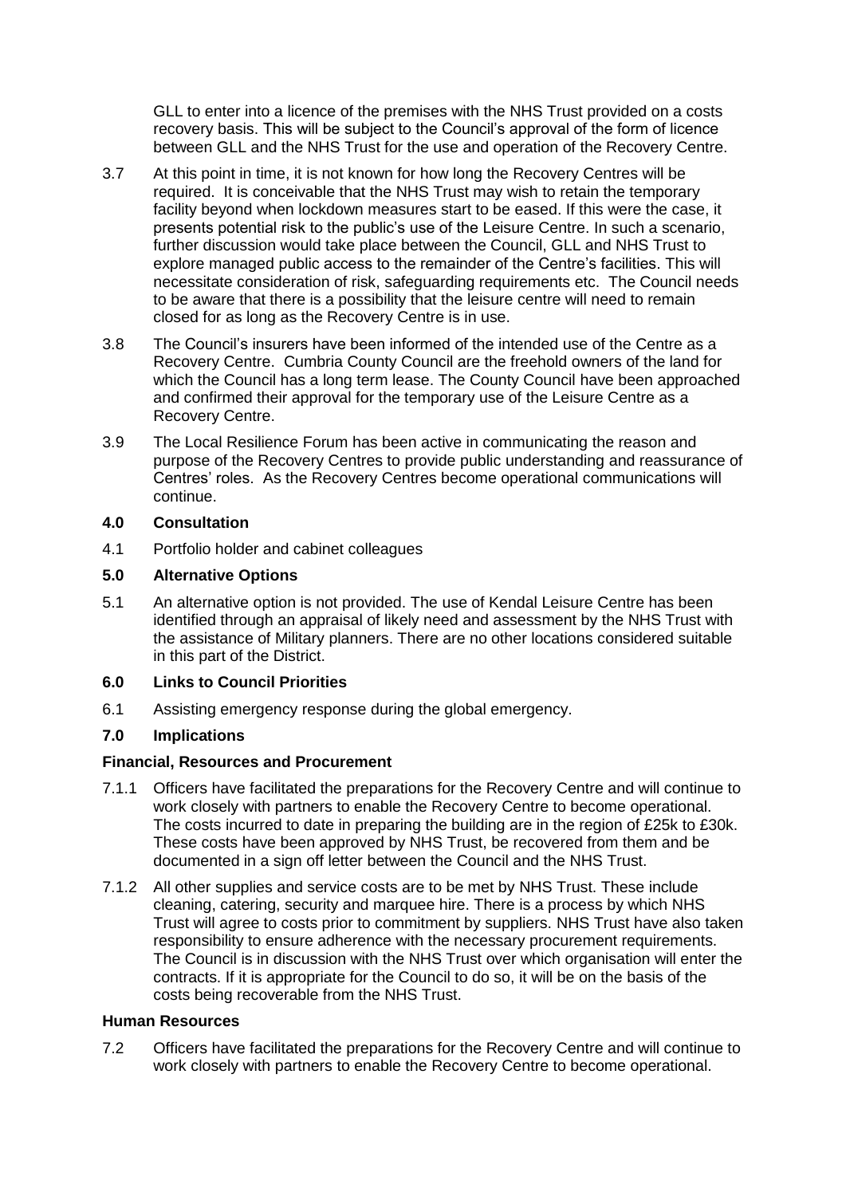GLL to enter into a licence of the premises with the NHS Trust provided on a costs recovery basis. This will be subject to the Council's approval of the form of licence between GLL and the NHS Trust for the use and operation of the Recovery Centre.

3.7 At this point in time, it is not known for how long the Recovery Centres will be required. It is conceivable that the NHS Trust may wish to retain the temporary facility beyond when lockdown measures start to be eased. If this were the case, it presents potential risk to the public's use of the Leisure Centre. In such a scenario, further discussion would take place between the Council, GLL and NHS Trust to explore managed public access to the remainder of the Centre's facilities. This will necessitate consideration of risk, safeguarding requirements etc. The Council needs to be aware that there is a possibility that the leisure centre will need to remain closed for as long as the Recovery Centre is in use.

3.8 The Council's insurers have been informed of the intended use of the Centre as a Recovery Centre. Cumbria County Council are the freehold owners of the land for which the Council has a long term lease. The County Council have been approached and confirmed their approval for the temporary use of the Leisure Centre as a Recovery Centre.

3.9 The Local Resilience Forum has been active in communicating the reason and purpose of the Recovery Centres to provide public understanding and reassurance of Centres' roles. As the Recovery Centres become operational communications will continue.

## 4.0 Consultation

4.1 Portfolio holder and cabinet colleagues

## 5.0 Alternative Options

5.1 An alternative option is not provided. The use of Kendal Leisure Centre has been identified through an appraisal of likely need and assessment by the NHS Trust with the assistance of Military planners. There are no other locations considered suitable in this part of the District.

## 6.0 Links to Council Priorities

6.1 Assisting emergency response during the global emergency.

## 7.0 Implications

### Financial, Resources and Procurement

7.1.1 Officers have facilitated the preparations for the Recovery Centre and will continue to work closely with partners to enable the Recovery Centre to become operational. The costs incurred to date in preparing the building are in the region of £25k to £30k. These costs have been approved by NHS Trust, be recovered from them and be documented in a sign off letter between the Council and the NHS Trust.

7.1.2 All other supplies and service costs are to be met by NHS Trust. These include cleaning, catering, security and marquee hire. There is a process by which NHS Trust will agree to costs prior to commitment by suppliers. NHS Trust have also taken responsibility to ensure adherence with the necessary procurement requirements. The Council is in discussion with the NHS Trust over which organisation will enter the contracts. If it is appropriate for the Council to do so, it will be on the basis of the costs being recoverable from the NHS Trust.

### Human Resources

7.2 Officers have facilitated the preparations for the Recovery Centre and will continue to work closely with partners to enable the Recovery Centre to become operational.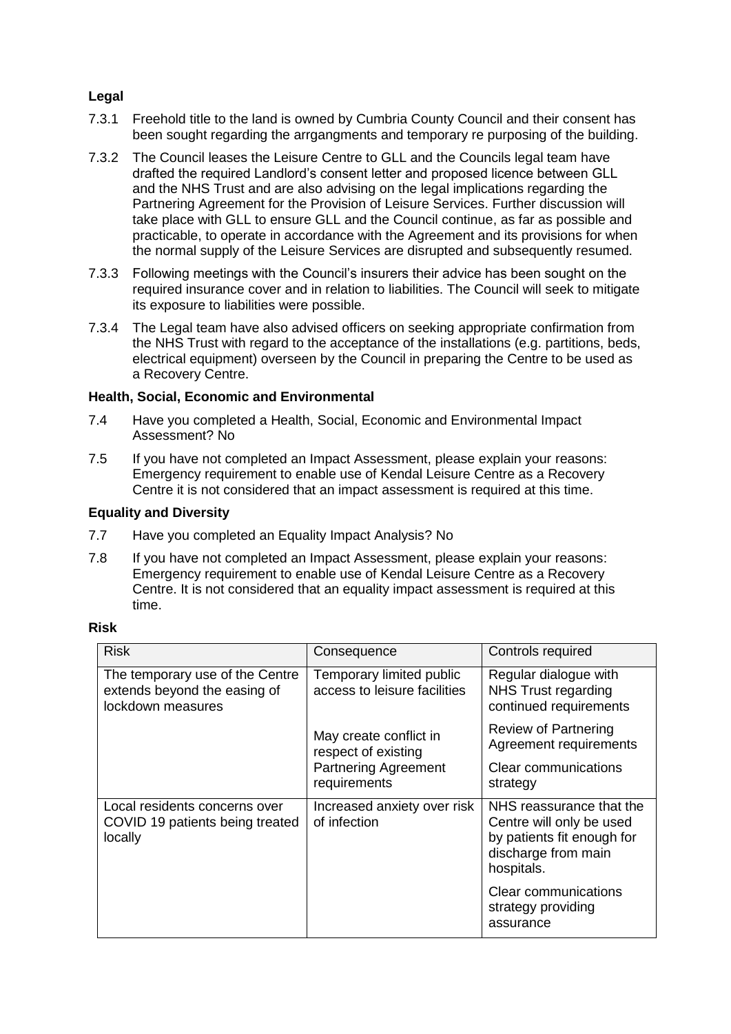**Legal**

7.3.1 Freehold title to the land is owned by Cumbria County Council and their consent has been sought regarding the arrgangments and temporary re purposing of the building.

7.3.2 The Council leases the Leisure Centre to GLL and the Councils legal team have drafted the required Landlord's consent letter and proposed licence between GLL and the NHS Trust and are also advising on the legal implications regarding the Partnering Agreement for the Provision of Leisure Services. Further discussion will take place with GLL to ensure GLL and the Council continue, as far as possible and practicable, to operate in accordance with the Agreement and its provisions for when the normal supply of the Leisure Services are disrupted and subsequently resumed.

7.3.3 Following meetings with the Council's insurers their advice has been sought on the required insurance cover and in relation to liabilities. The Council will seek to mitigate its exposure to liabilities were possible.

7.3.4 The Legal team have also advised officers on seeking appropriate confirmation from the NHS Trust with regard to the acceptance of the installations (e.g. partitions, beds, electrical equipment) overseen by the Council in preparing the Centre to be used as a Recovery Centre.

**Health, Social, Economic and Environmental**

7.4 Have you completed a Health, Social, Economic and Environmental Impact Assessment? No

7.5 If you have not completed an Impact Assessment, please explain your reasons: Emergency requirement to enable use of Kendal Leisure Centre as a Recovery Centre it is not considered that an impact assessment is required at this time.

**Equality and Diversity**

7.7 Have you completed an Equality Impact Analysis? No

7.8 If you have not completed an Impact Assessment, please explain your reasons: Emergency requirement to enable use of Kendal Leisure Centre as a Recovery Centre. It is not considered that an equality impact assessment is required at this time.

**Risk**

| Risk | Consequence | Controls required |
|---|---|---|
| The temporary use of the Centre extends beyond the easing of lockdown measures | Temporary limited public access to leisure facilities | Regular dialogue with NHS Trust regarding continued requirements |
| | May create conflict in respect of existing Partnering Agreement requirements | Review of Partnering Agreement requirements<br>Clear communications strategy |
| Local residents concerns over COVID 19 patients being treated locally | Increased anxiety over risk of infection | NHS reassurance that the Centre will only be used by patients fit enough for discharge from main hospitals.<br>Clear communications strategy providing assurance |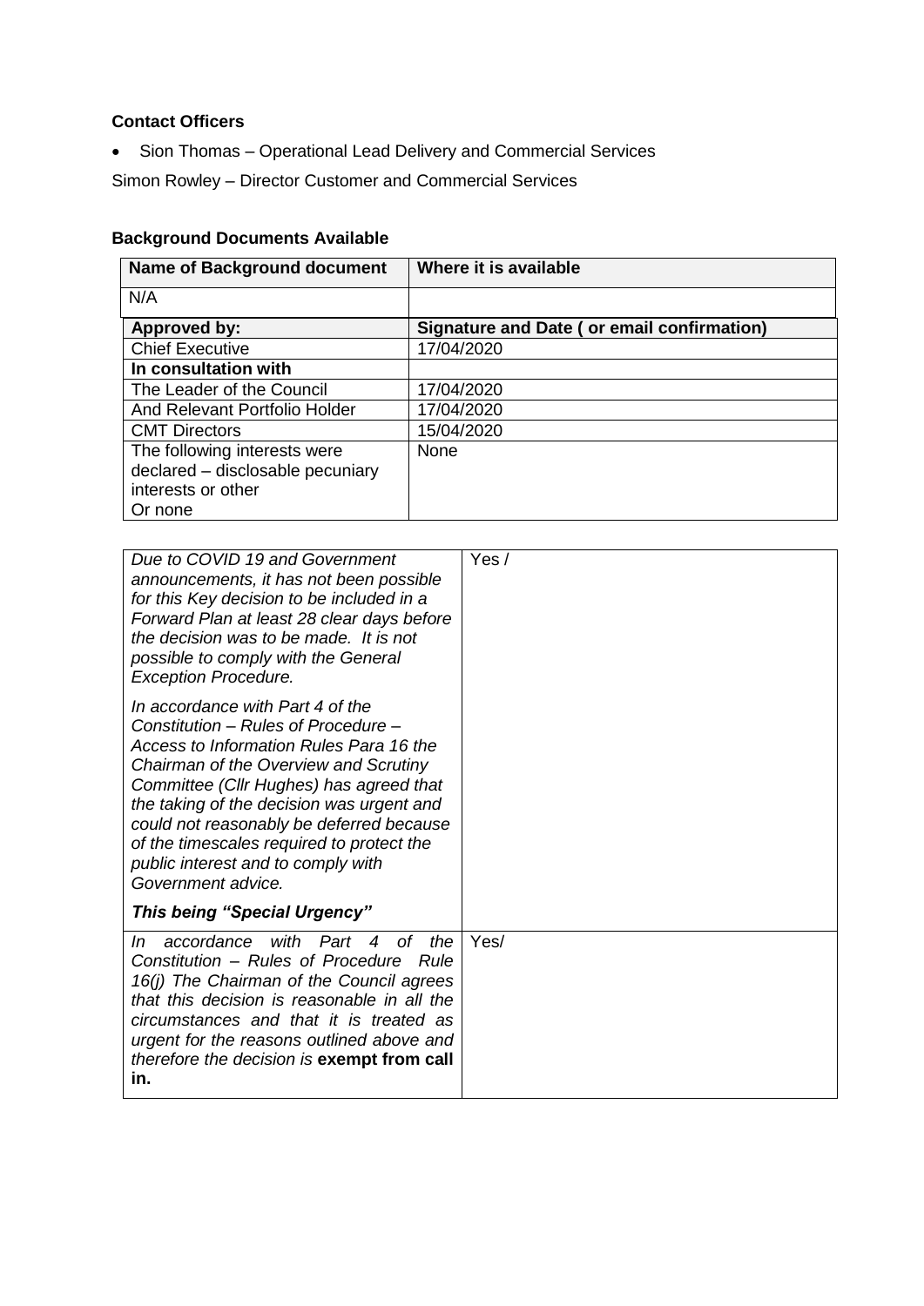**Contact Officers**

- Sion Thomas – Operational Lead Delivery and Commercial Services

Simon Rowley – Director Customer and Commercial Services

**Background Documents Available**

| Name of Background document | Where it is available |
|---|---|
| N/A | |

| **Approved by:** | **Signature and Date ( or email confirmation)** |
|---|---|
| Chief Executive | 17/04/2020 |
| **In consultation with** | |
| The Leader of the Council | 17/04/2020 |
| And Relevant Portfolio Holder | 17/04/2020 |
| CMT Directors | 15/04/2020 |
| The following interests were declared – disclosable pecuniary interests or other Or none | None |

| | |
|---|---|
| *Due to COVID 19 and Government announcements, it has not been possible for this Key decision to be included in a Forward Plan at least 28 clear days before the decision was to be made. It is not possible to comply with the General Exception Procedure.* <br><br> *In accordance with Part 4 of the Constitution – Rules of Procedure – Access to Information Rules Para 16 the Chairman of the Overview and Scrutiny Committee (Cllr Hughes) has agreed that the taking of the decision was urgent and could not reasonably be deferred because of the timescales required to protect the public interest and to comply with Government advice.* <br><br> ***This being "Special Urgency"*** | Yes / |
| *In accordance with Part 4 of the Constitution – Rules of Procedure Rule 16(j) The Chairman of the Council agrees that this decision is reasonable in all the circumstances and that it is treated as urgent for the reasons outlined above and therefore the decision is* **exempt from call in.** | Yes/ |